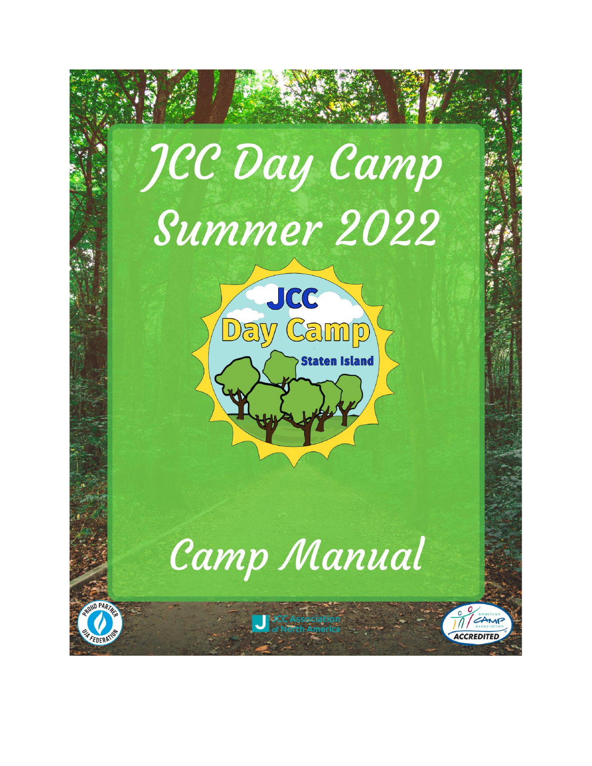# JCC Day Camp Summer 2022

JCC Day Camp Staten Island

# Camp Manual

PROUD PARTNER UJA FEDERATION

JCC Association of North America

american camp association ACCREDITED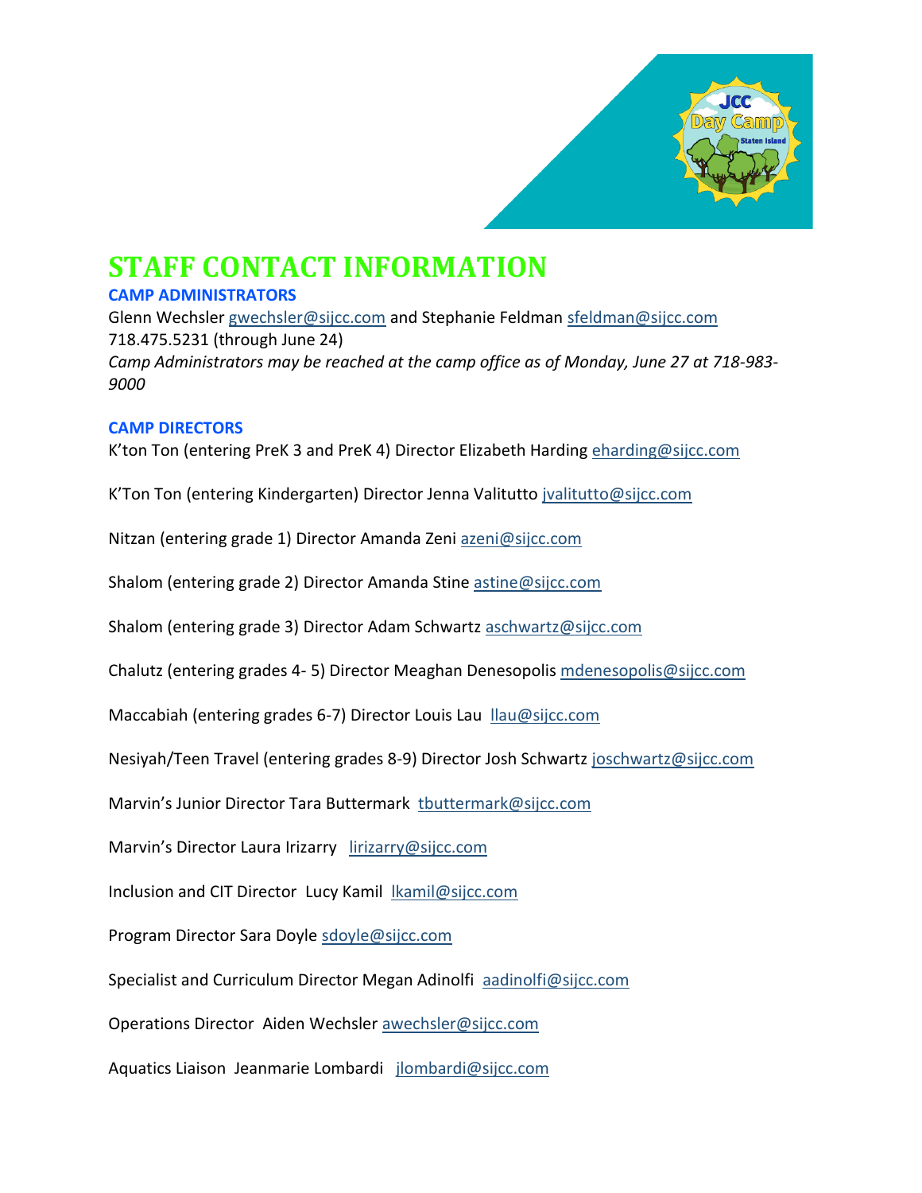# STAFF CONTACT INFORMATION

### CAMP ADMINISTRATORS

Glenn Wechsler gwechsler@sijcc.com and Stephanie Feldman sfeldman@sijcc.com
718.475.5231 (through June 24)
*Camp Administrators may be reached at the camp office as of Monday, June 27 at 718-983-9000*

### CAMP DIRECTORS

K'ton Ton (entering PreK 3 and PreK 4) Director Elizabeth Harding eharding@sijcc.com

K'Ton Ton (entering Kindergarten) Director Jenna Valitutto jvalitutto@sijcc.com

Nitzan (entering grade 1) Director Amanda Zeni azeni@sijcc.com

Shalom (entering grade 2) Director Amanda Stine astine@sijcc.com

Shalom (entering grade 3) Director Adam Schwartz aschwartz@sijcc.com

Chalutz (entering grades 4- 5) Director Meaghan Denesopolis mdenesopolis@sijcc.com

Maccabiah (entering grades 6-7) Director Louis Lau llau@sijcc.com

Nesiyah/Teen Travel (entering grades 8-9) Director Josh Schwartz joschwartz@sijcc.com

Marvin's Junior Director Tara Buttermark tbuttermark@sijcc.com

Marvin's Director Laura Irizarry lirizarry@sijcc.com

Inclusion and CIT Director Lucy Kamil lkamil@sijcc.com

Program Director Sara Doyle sdoyle@sijcc.com

Specialist and Curriculum Director Megan Adinolfi aadinolfi@sijcc.com

Operations Director Aiden Wechsler awechsler@sijcc.com

Aquatics Liaison Jeanmarie Lombardi jlombardi@sijcc.com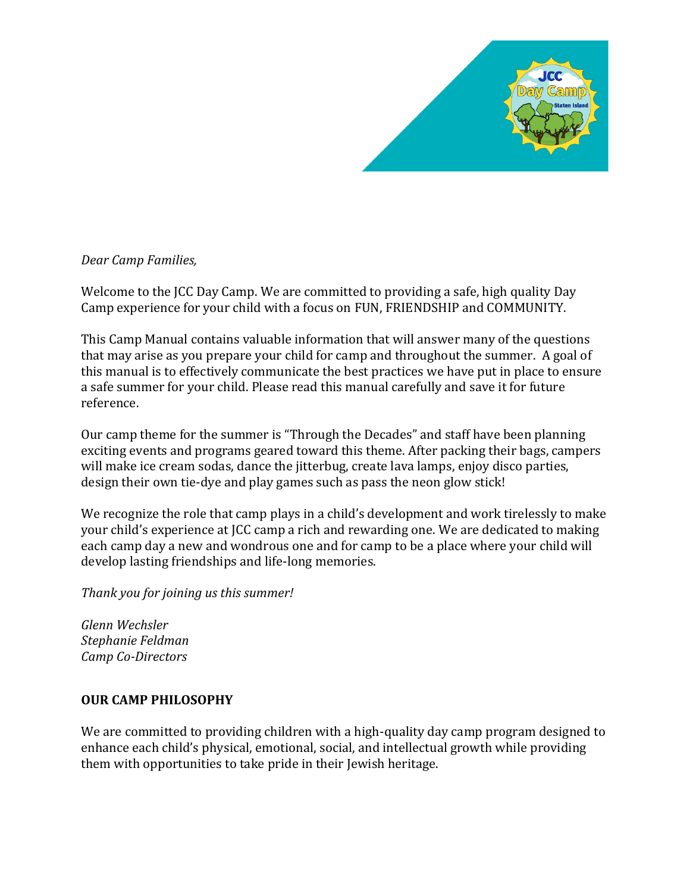*Dear Camp Families,*

Welcome to the JCC Day Camp. We are committed to providing a safe, high quality Day Camp experience for your child with a focus on FUN, FRIENDSHIP and COMMUNITY.

This Camp Manual contains valuable information that will answer many of the questions that may arise as you prepare your child for camp and throughout the summer. A goal of this manual is to effectively communicate the best practices we have put in place to ensure a safe summer for your child. Please read this manual carefully and save it for future reference.

Our camp theme for the summer is "Through the Decades" and staff have been planning exciting events and programs geared toward this theme. After packing their bags, campers will make ice cream sodas, dance the jitterbug, create lava lamps, enjoy disco parties, design their own tie-dye and play games such as pass the neon glow stick!

We recognize the role that camp plays in a child's development and work tirelessly to make your child's experience at JCC camp a rich and rewarding one. We are dedicated to making each camp day a new and wondrous one and for camp to be a place where your child will develop lasting friendships and life-long memories.

*Thank you for joining us this summer!*

*Glenn Wechsler*
*Stephanie Feldman*
*Camp Co-Directors*

## OUR CAMP PHILOSOPHY

We are committed to providing children with a high-quality day camp program designed to enhance each child's physical, emotional, social, and intellectual growth while providing them with opportunities to take pride in their Jewish heritage.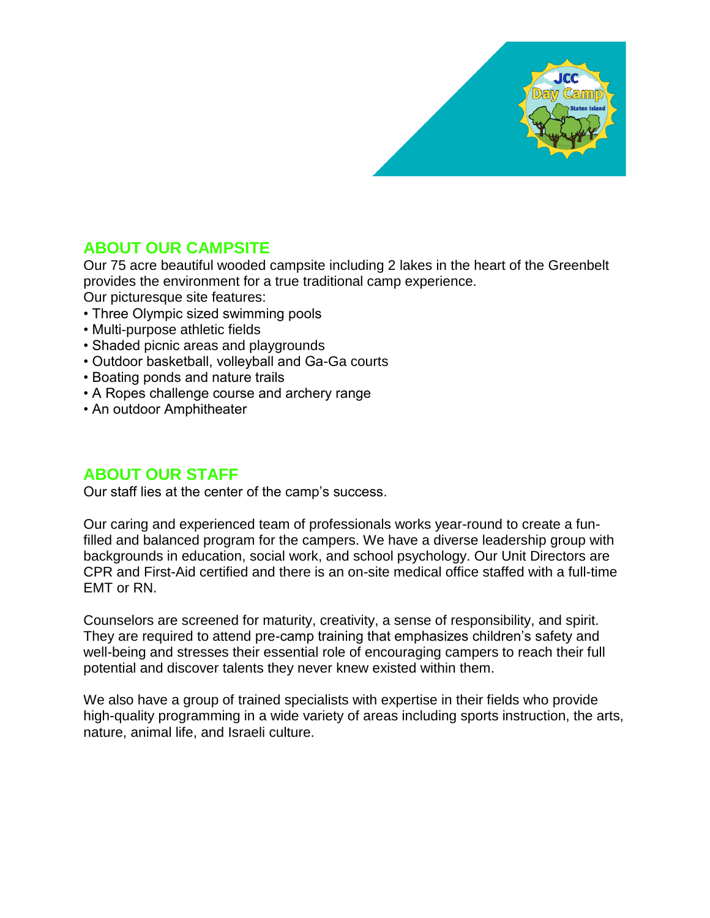## ABOUT OUR CAMPSITE

Our 75 acre beautiful wooded campsite including 2 lakes in the heart of the Greenbelt provides the environment for a true traditional camp experience.
Our picturesque site features:

- Three Olympic sized swimming pools
- Multi-purpose athletic fields
- Shaded picnic areas and playgrounds
- Outdoor basketball, volleyball and Ga-Ga courts
- Boating ponds and nature trails
- A Ropes challenge course and archery range
- An outdoor Amphitheater

## ABOUT OUR STAFF

Our staff lies at the center of the camp's success.

Our caring and experienced team of professionals works year-round to create a fun-filled and balanced program for the campers. We have a diverse leadership group with backgrounds in education, social work, and school psychology. Our Unit Directors are CPR and First-Aid certified and there is an on-site medical office staffed with a full-time EMT or RN.

Counselors are screened for maturity, creativity, a sense of responsibility, and spirit. They are required to attend pre-camp training that emphasizes children's safety and well-being and stresses their essential role of encouraging campers to reach their full potential and discover talents they never knew existed within them.

We also have a group of trained specialists with expertise in their fields who provide high-quality programming in a wide variety of areas including sports instruction, the arts, nature, animal life, and Israeli culture.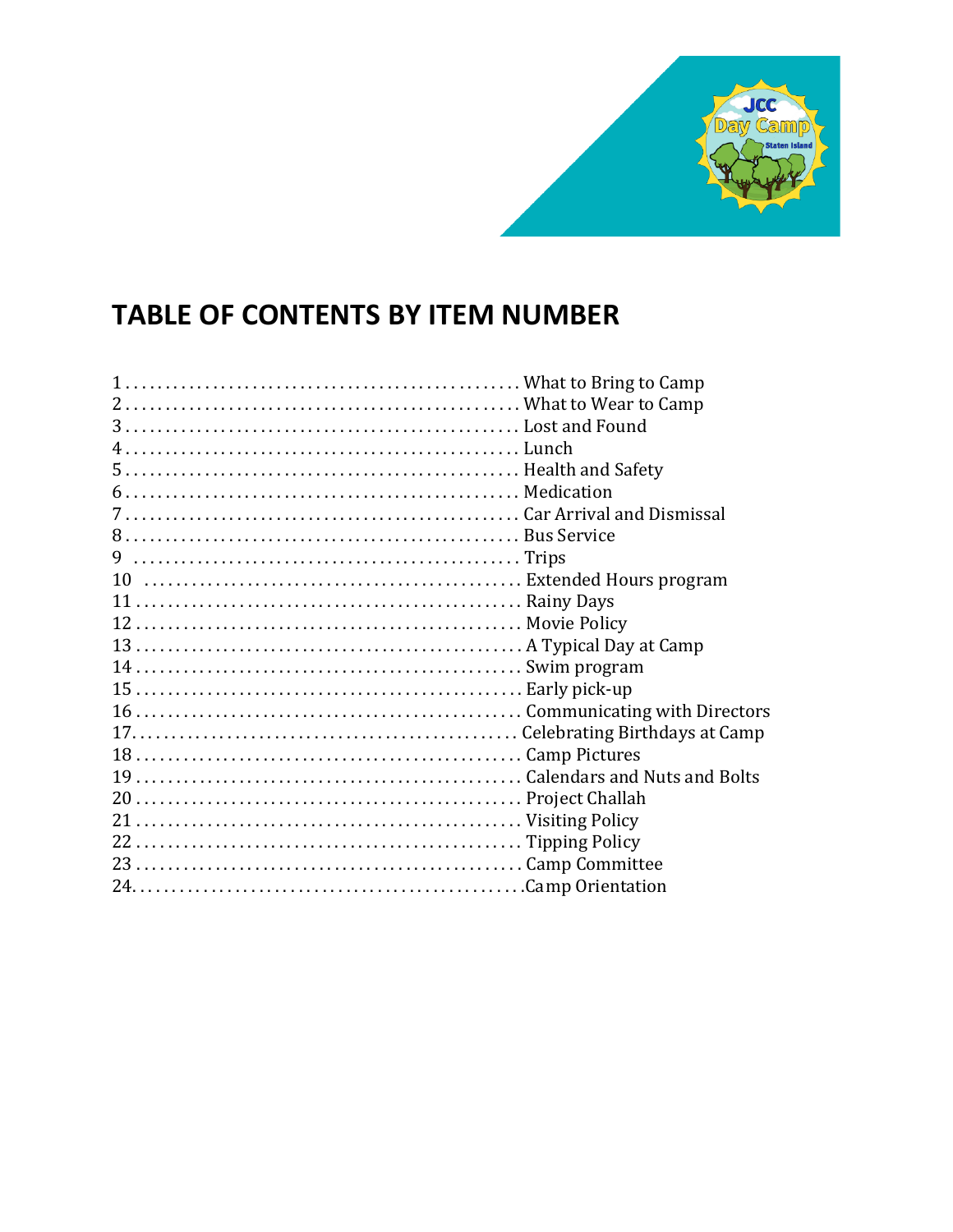# TABLE OF CONTENTS BY ITEM NUMBER

1 .................................................. What to Bring to Camp
2 .................................................. What to Wear to Camp
3 .................................................. Lost and Found
4 .................................................. Lunch
5 .................................................. Health and Safety
6 .................................................. Medication
7 .................................................. Car Arrival and Dismissal
8 .................................................. Bus Service
9 .................................................. Trips
10 ................................................ Extended Hours program
11 ................................................ Rainy Days
12 ................................................ Movie Policy
13 ................................................ A Typical Day at Camp
14 ................................................ Swim program
15 ................................................ Early pick-up
16 ................................................ Communicating with Directors
17 ................................................ Celebrating Birthdays at Camp
18 ................................................ Camp Pictures
19 ................................................ Calendars and Nuts and Bolts
20 ................................................ Project Challah
21 ................................................ Visiting Policy
22 ................................................ Tipping Policy
23 ................................................ Camp Committee
24 ................................................ Camp Orientation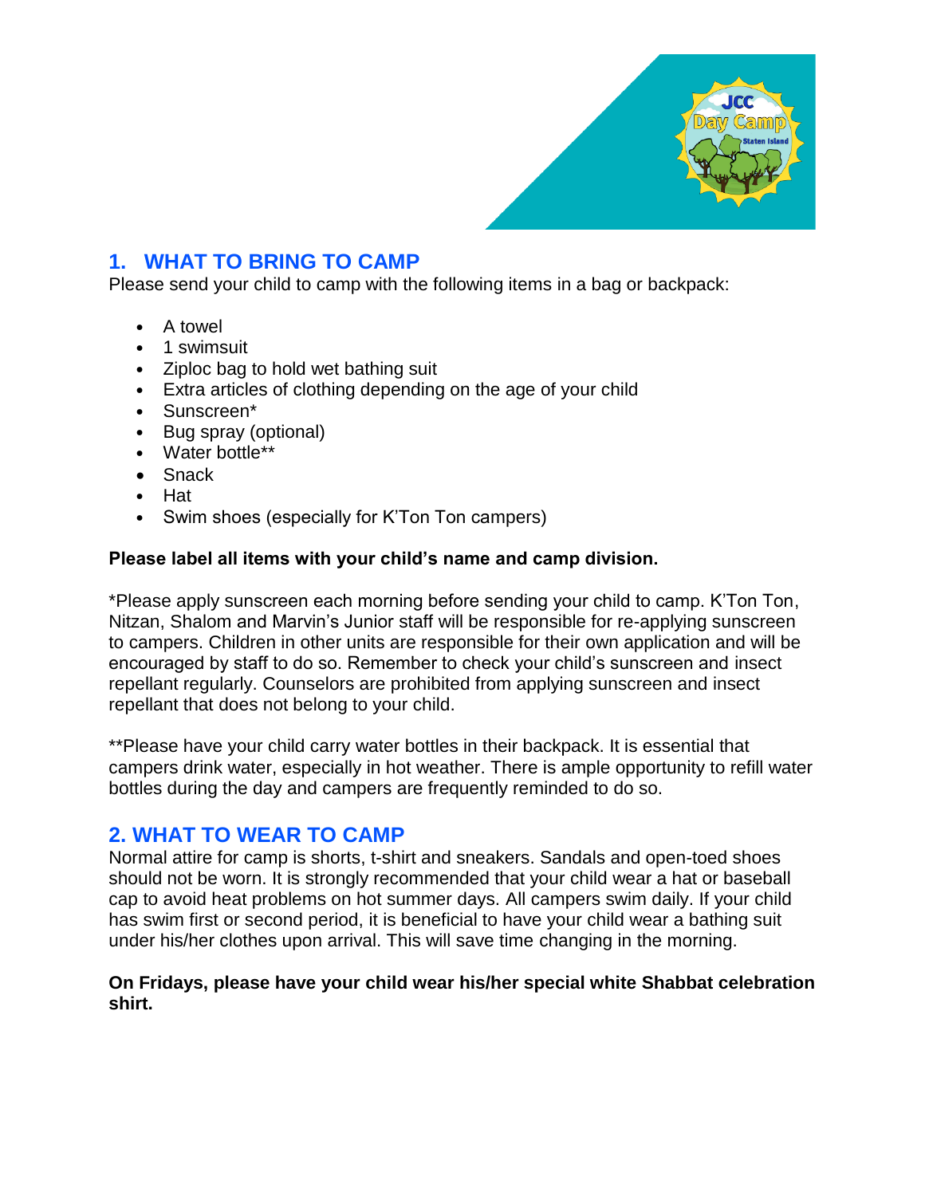## 1. WHAT TO BRING TO CAMP

Please send your child to camp with the following items in a bag or backpack:

- A towel
- 1 swimsuit
- Ziploc bag to hold wet bathing suit
- Extra articles of clothing depending on the age of your child
- Sunscreen*
- Bug spray (optional)
- Water bottle**
- Snack
- Hat
- Swim shoes (especially for K'Ton Ton campers)

**Please label all items with your child's name and camp division.**

*Please apply sunscreen each morning before sending your child to camp. K'Ton Ton, Nitzan, Shalom and Marvin's Junior staff will be responsible for re-applying sunscreen to campers. Children in other units are responsible for their own application and will be encouraged by staff to do so. Remember to check your child's sunscreen and insect repellant regularly. Counselors are prohibited from applying sunscreen and insect repellant that does not belong to your child.

**Please have your child carry water bottles in their backpack. It is essential that campers drink water, especially in hot weather. There is ample opportunity to refill water bottles during the day and campers are frequently reminded to do so.

## 2. WHAT TO WEAR TO CAMP

Normal attire for camp is shorts, t-shirt and sneakers. Sandals and open-toed shoes should not be worn. It is strongly recommended that your child wear a hat or baseball cap to avoid heat problems on hot summer days. All campers swim daily. If your child has swim first or second period, it is beneficial to have your child wear a bathing suit under his/her clothes upon arrival. This will save time changing in the morning.

**On Fridays, please have your child wear his/her special white Shabbat celebration shirt.**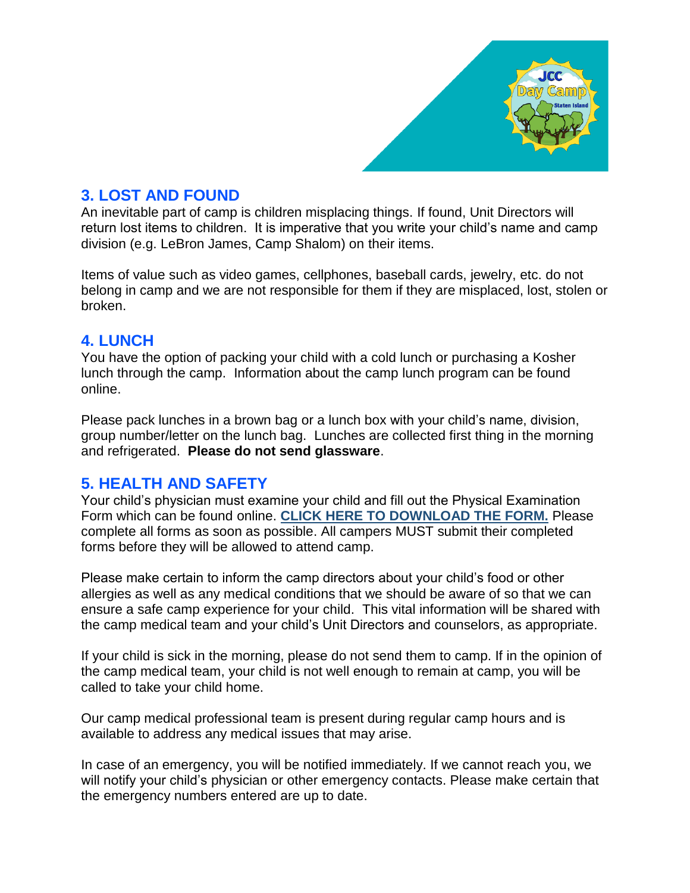## 3. LOST AND FOUND

An inevitable part of camp is children misplacing things. If found, Unit Directors will return lost items to children. It is imperative that you write your child's name and camp division (e.g. LeBron James, Camp Shalom) on their items.

Items of value such as video games, cellphones, baseball cards, jewelry, etc. do not belong in camp and we are not responsible for them if they are misplaced, lost, stolen or broken.

## 4. LUNCH

You have the option of packing your child with a cold lunch or purchasing a Kosher lunch through the camp. Information about the camp lunch program can be found online.

Please pack lunches in a brown bag or a lunch box with your child's name, division, group number/letter on the lunch bag. Lunches are collected first thing in the morning and refrigerated. **Please do not send glassware**.

## 5. HEALTH AND SAFETY

Your child's physician must examine your child and fill out the Physical Examination Form which can be found online. **CLICK HERE TO DOWNLOAD THE FORM.** Please complete all forms as soon as possible. All campers MUST submit their completed forms before they will be allowed to attend camp.

Please make certain to inform the camp directors about your child's food or other allergies as well as any medical conditions that we should be aware of so that we can ensure a safe camp experience for your child. This vital information will be shared with the camp medical team and your child's Unit Directors and counselors, as appropriate.

If your child is sick in the morning, please do not send them to camp. If in the opinion of the camp medical team, your child is not well enough to remain at camp, you will be called to take your child home.

Our camp medical professional team is present during regular camp hours and is available to address any medical issues that may arise.

In case of an emergency, you will be notified immediately. If we cannot reach you, we will notify your child's physician or other emergency contacts. Please make certain that the emergency numbers entered are up to date.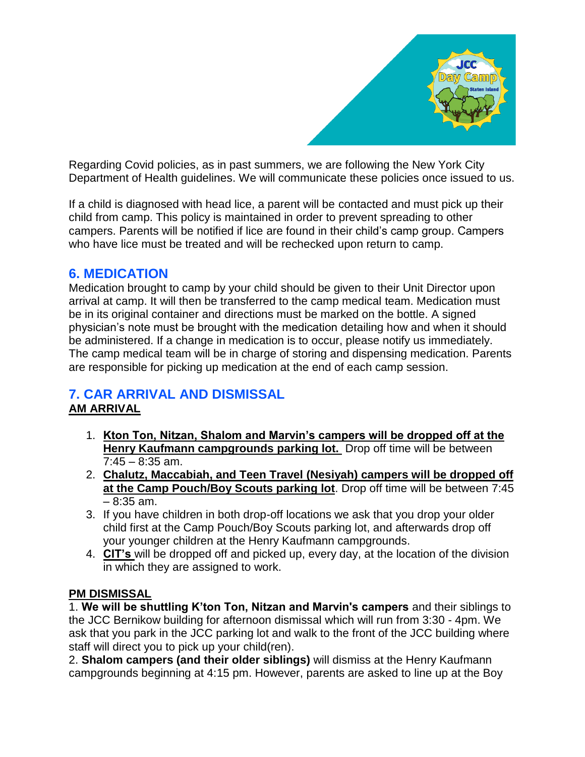Regarding Covid policies, as in past summers, we are following the New York City Department of Health guidelines. We will communicate these policies once issued to us.

If a child is diagnosed with head lice, a parent will be contacted and must pick up their child from camp. This policy is maintained in order to prevent spreading to other campers. Parents will be notified if lice are found in their child's camp group. Campers who have lice must be treated and will be rechecked upon return to camp.

## 6. MEDICATION

Medication brought to camp by your child should be given to their Unit Director upon arrival at camp. It will then be transferred to the camp medical team. Medication must be in its original container and directions must be marked on the bottle. A signed physician's note must be brought with the medication detailing how and when it should be administered. If a change in medication is to occur, please notify us immediately. The camp medical team will be in charge of storing and dispensing medication. Parents are responsible for picking up medication at the end of each camp session.

## 7. CAR ARRIVAL AND DISMISSAL

### AM ARRIVAL

1. **Kton Ton, Nitzan, Shalom and Marvin's campers will be dropped off at the Henry Kaufmann campgrounds parking lot.** Drop off time will be between 7:45 – 8:35 am.
2. **Chalutz, Maccabiah, and Teen Travel (Nesiyah) campers will be dropped off at the Camp Pouch/Boy Scouts parking lot**. Drop off time will be between 7:45 – 8:35 am.
3. If you have children in both drop-off locations we ask that you drop your older child first at the Camp Pouch/Boy Scouts parking lot, and afterwards drop off your younger children at the Henry Kaufmann campgrounds.
4. **CIT's** will be dropped off and picked up, every day, at the location of the division in which they are assigned to work.

### PM DISMISSAL

1. **We will be shuttling K'ton Ton, Nitzan and Marvin's campers** and their siblings to the JCC Bernikow building for afternoon dismissal which will run from 3:30 - 4pm. We ask that you park in the JCC parking lot and walk to the front of the JCC building where staff will direct you to pick up your child(ren).
2. **Shalom campers (and their older siblings)** will dismiss at the Henry Kaufmann campgrounds beginning at 4:15 pm. However, parents are asked to line up at the Boy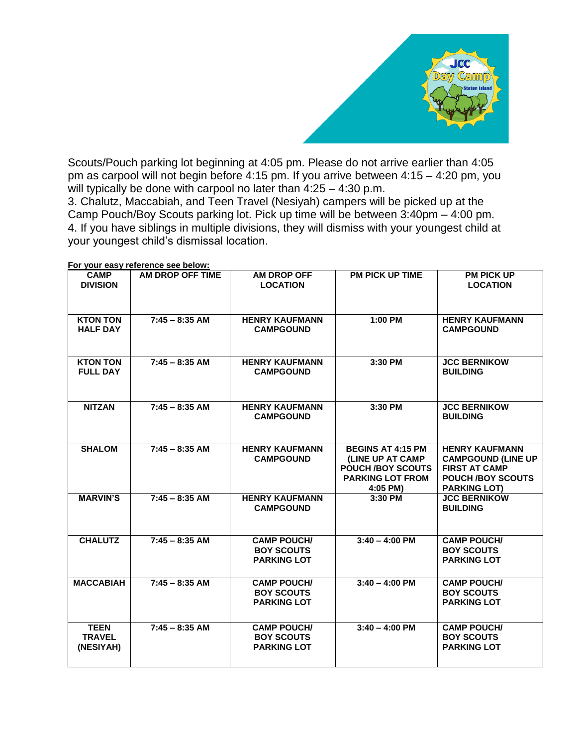Scouts/Pouch parking lot beginning at 4:05 pm. Please do not arrive earlier than 4:05 pm as carpool will not begin before 4:15 pm. If you arrive between 4:15 – 4:20 pm, you will typically be done with carpool no later than 4:25 – 4:30 p.m.

3. Chalutz, Maccabiah, and Teen Travel (Nesiyah) campers will be picked up at the Camp Pouch/Boy Scouts parking lot. Pick up time will be between 3:40pm – 4:00 pm.

4. If you have siblings in multiple divisions, they will dismiss with your youngest child at your youngest child's dismissal location.

**For your easy reference see below:**

| CAMP DIVISION | AM DROP OFF TIME | AM DROP OFF LOCATION | PM PICK UP TIME | PM PICK UP LOCATION |
|---|---|---|---|---|
| KTON TON HALF DAY | 7:45 – 8:35 AM | HENRY KAUFMANN CAMPGOUND | 1:00 PM | HENRY KAUFMANN CAMPGOUND |
| KTON TON FULL DAY | 7:45 – 8:35 AM | HENRY KAUFMANN CAMPGOUND | 3:30 PM | JCC BERNIKOW BUILDING |
| NITZAN | 7:45 – 8:35 AM | HENRY KAUFMANN CAMPGOUND | 3:30 PM | JCC BERNIKOW BUILDING |
| SHALOM | 7:45 – 8:35 AM | HENRY KAUFMANN CAMPGOUND | BEGINS AT 4:15 PM (LINE UP AT CAMP POUCH /BOY SCOUTS PARKING LOT FROM 4:05 PM) | HENRY KAUFMANN CAMPGOUND (LINE UP FIRST AT CAMP POUCH /BOY SCOUTS PARKING LOT) |
| MARVIN'S | 7:45 – 8:35 AM | HENRY KAUFMANN CAMPGOUND | 3:30 PM | JCC BERNIKOW BUILDING |
| CHALUTZ | 7:45 – 8:35 AM | CAMP POUCH/ BOY SCOUTS PARKING LOT | 3:40 – 4:00 PM | CAMP POUCH/ BOY SCOUTS PARKING LOT |
| MACCABIAH | 7:45 – 8:35 AM | CAMP POUCH/ BOY SCOUTS PARKING LOT | 3:40 – 4:00 PM | CAMP POUCH/ BOY SCOUTS PARKING LOT |
| TEEN TRAVEL (NESIYAH) | 7:45 – 8:35 AM | CAMP POUCH/ BOY SCOUTS PARKING LOT | 3:40 – 4:00 PM | CAMP POUCH/ BOY SCOUTS PARKING LOT |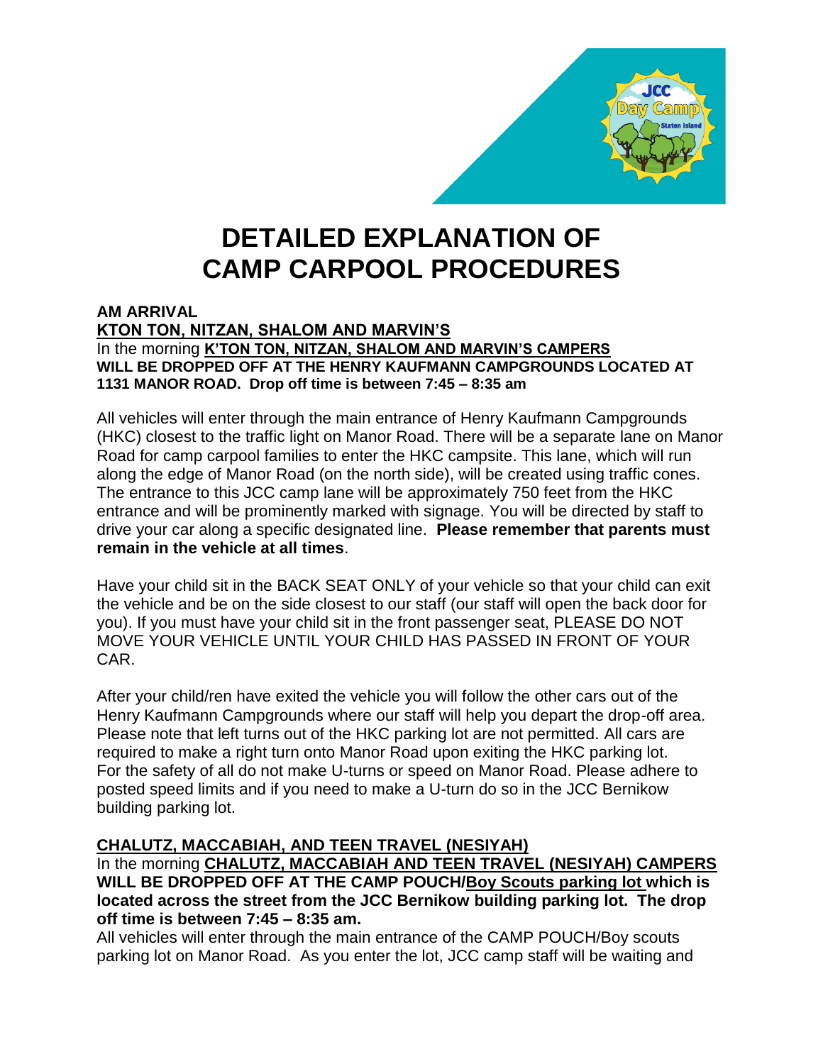# DETAILED EXPLANATION OF CAMP CARPOOL PROCEDURES

**AM ARRIVAL**

**KTON TON, NITZAN, SHALOM AND MARVIN'S**

In the morning **K'TON TON, NITZAN, SHALOM AND MARVIN'S CAMPERS WILL BE DROPPED OFF AT THE HENRY KAUFMANN CAMPGROUNDS LOCATED AT 1131 MANOR ROAD. Drop off time is between 7:45 – 8:35 am**

All vehicles will enter through the main entrance of Henry Kaufmann Campgrounds (HKC) closest to the traffic light on Manor Road. There will be a separate lane on Manor Road for camp carpool families to enter the HKC campsite. This lane, which will run along the edge of Manor Road (on the north side), will be created using traffic cones. The entrance to this JCC camp lane will be approximately 750 feet from the HKC entrance and will be prominently marked with signage. You will be directed by staff to drive your car along a specific designated line. **Please remember that parents must remain in the vehicle at all times**.

Have your child sit in the BACK SEAT ONLY of your vehicle so that your child can exit the vehicle and be on the side closest to our staff (our staff will open the back door for you). If you must have your child sit in the front passenger seat, PLEASE DO NOT MOVE YOUR VEHICLE UNTIL YOUR CHILD HAS PASSED IN FRONT OF YOUR CAR.

After your child/ren have exited the vehicle you will follow the other cars out of the Henry Kaufmann Campgrounds where our staff will help you depart the drop-off area. Please note that left turns out of the HKC parking lot are not permitted. All cars are required to make a right turn onto Manor Road upon exiting the HKC parking lot. For the safety of all do not make U-turns or speed on Manor Road. Please adhere to posted speed limits and if you need to make a U-turn do so in the JCC Bernikow building parking lot.

**CHALUTZ, MACCABIAH, AND TEEN TRAVEL (NESIYAH)**

In the morning **CHALUTZ, MACCABIAH AND TEEN TRAVEL (NESIYAH) CAMPERS WILL BE DROPPED OFF AT THE CAMP POUCH/Boy Scouts parking lot which is located across the street from the JCC Bernikow building parking lot. The drop off time is between 7:45 – 8:35 am.**

All vehicles will enter through the main entrance of the CAMP POUCH/Boy scouts parking lot on Manor Road. As you enter the lot, JCC camp staff will be waiting and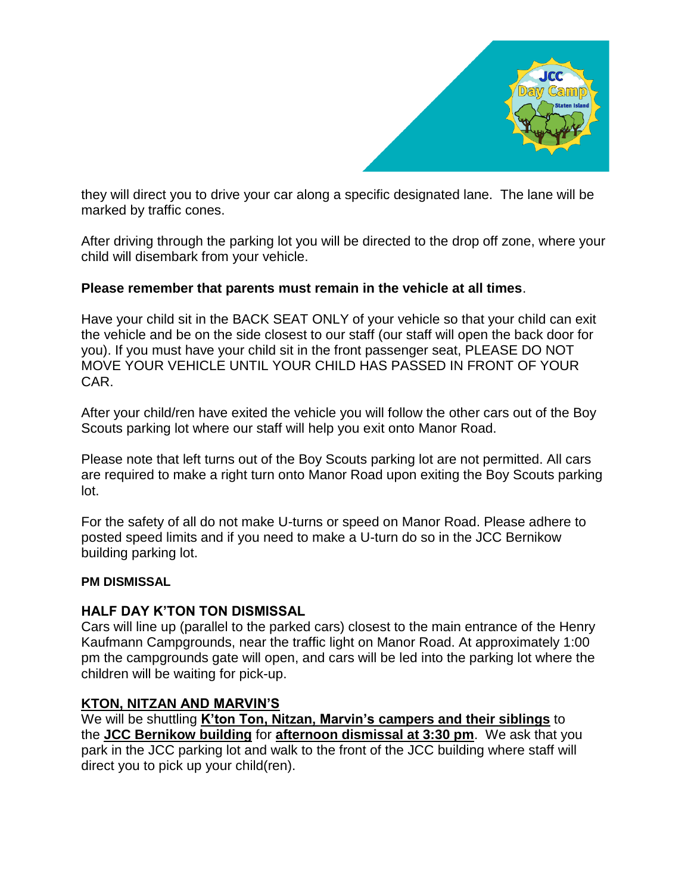they will direct you to drive your car along a specific designated lane. The lane will be marked by traffic cones.

After driving through the parking lot you will be directed to the drop off zone, where your child will disembark from your vehicle.

**Please remember that parents must remain in the vehicle at all times**.

Have your child sit in the BACK SEAT ONLY of your vehicle so that your child can exit the vehicle and be on the side closest to our staff (our staff will open the back door for you). If you must have your child sit in the front passenger seat, PLEASE DO NOT MOVE YOUR VEHICLE UNTIL YOUR CHILD HAS PASSED IN FRONT OF YOUR CAR.

After your child/ren have exited the vehicle you will follow the other cars out of the Boy Scouts parking lot where our staff will help you exit onto Manor Road.

Please note that left turns out of the Boy Scouts parking lot are not permitted. All cars are required to make a right turn onto Manor Road upon exiting the Boy Scouts parking lot.

For the safety of all do not make U-turns or speed on Manor Road. Please adhere to posted speed limits and if you need to make a U-turn do so in the JCC Bernikow building parking lot.

#### PM DISMISSAL

### HALF DAY K'TON TON DISMISSAL

Cars will line up (parallel to the parked cars) closest to the main entrance of the Henry Kaufmann Campgrounds, near the traffic light on Manor Road. At approximately 1:00 pm the campgrounds gate will open, and cars will be led into the parking lot where the children will be waiting for pick-up.

### KTON, NITZAN AND MARVIN'S

We will be shuttling **K'ton Ton, Nitzan, Marvin's campers and their siblings** to the **JCC Bernikow building** for **afternoon dismissal at 3:30 pm**. We ask that you park in the JCC parking lot and walk to the front of the JCC building where staff will direct you to pick up your child(ren).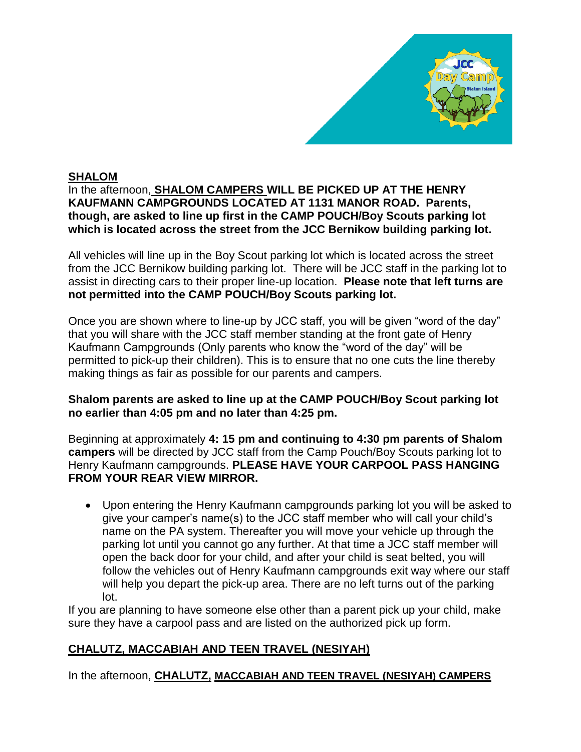## SHALOM

In the afternoon, **SHALOM CAMPERS WILL BE PICKED UP AT THE HENRY KAUFMANN CAMPGROUNDS LOCATED AT 1131 MANOR ROAD. Parents, though, are asked to line up first in the CAMP POUCH/Boy Scouts parking lot which is located across the street from the JCC Bernikow building parking lot.**

All vehicles will line up in the Boy Scout parking lot which is located across the street from the JCC Bernikow building parking lot. There will be JCC staff in the parking lot to assist in directing cars to their proper line-up location. **Please note that left turns are not permitted into the CAMP POUCH/Boy Scouts parking lot.**

Once you are shown where to line-up by JCC staff, you will be given "word of the day" that you will share with the JCC staff member standing at the front gate of Henry Kaufmann Campgrounds (Only parents who know the "word of the day" will be permitted to pick-up their children). This is to ensure that no one cuts the line thereby making things as fair as possible for our parents and campers.

**Shalom parents are asked to line up at the CAMP POUCH/Boy Scout parking lot no earlier than 4:05 pm and no later than 4:25 pm.**

Beginning at approximately **4: 15 pm and continuing to 4:30 pm parents of Shalom campers** will be directed by JCC staff from the Camp Pouch/Boy Scouts parking lot to Henry Kaufmann campgrounds. **PLEASE HAVE YOUR CARPOOL PASS HANGING FROM YOUR REAR VIEW MIRROR.**

- Upon entering the Henry Kaufmann campgrounds parking lot you will be asked to give your camper's name(s) to the JCC staff member who will call your child's name on the PA system. Thereafter you will move your vehicle up through the parking lot until you cannot go any further. At that time a JCC staff member will open the back door for your child, and after your child is seat belted, you will follow the vehicles out of Henry Kaufmann campgrounds exit way where our staff will help you depart the pick-up area. There are no left turns out of the parking lot.

If you are planning to have someone else other than a parent pick up your child, make sure they have a carpool pass and are listed on the authorized pick up form.

## CHALUTZ, MACCABIAH AND TEEN TRAVEL (NESIYAH)

In the afternoon, **CHALUTZ, MACCABIAH AND TEEN TRAVEL (NESIYAH) CAMPERS**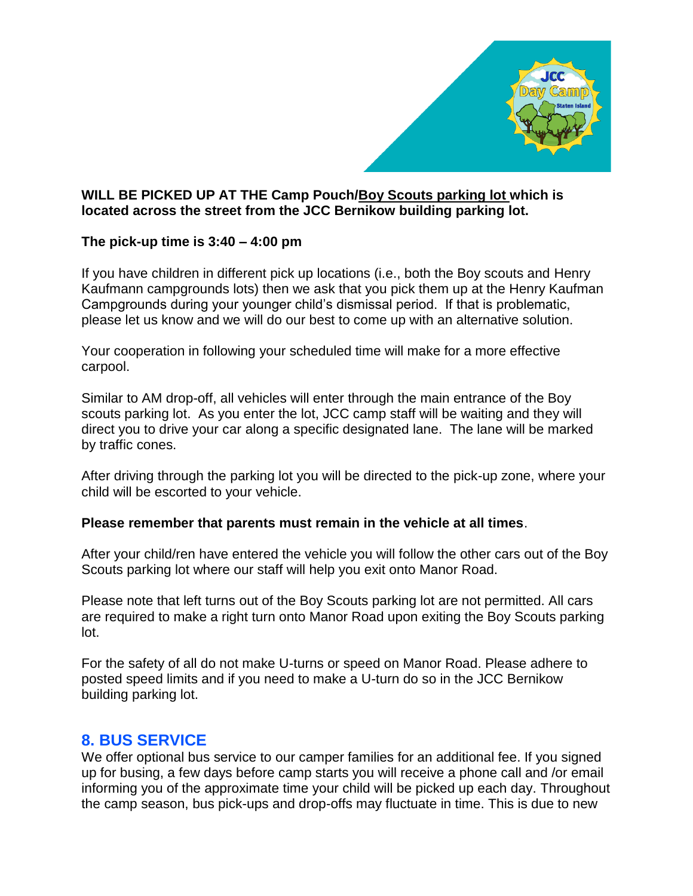**WILL BE PICKED UP AT THE Camp Pouch/Boy Scouts parking lot which is located across the street from the JCC Bernikow building parking lot.**

**The pick-up time is 3:40 – 4:00 pm**

If you have children in different pick up locations (i.e., both the Boy scouts and Henry Kaufmann campgrounds lots) then we ask that you pick them up at the Henry Kaufman Campgrounds during your younger child's dismissal period. If that is problematic, please let us know and we will do our best to come up with an alternative solution.

Your cooperation in following your scheduled time will make for a more effective carpool.

Similar to AM drop-off, all vehicles will enter through the main entrance of the Boy scouts parking lot. As you enter the lot, JCC camp staff will be waiting and they will direct you to drive your car along a specific designated lane. The lane will be marked by traffic cones.

After driving through the parking lot you will be directed to the pick-up zone, where your child will be escorted to your vehicle.

**Please remember that parents must remain in the vehicle at all times**.

After your child/ren have entered the vehicle you will follow the other cars out of the Boy Scouts parking lot where our staff will help you exit onto Manor Road.

Please note that left turns out of the Boy Scouts parking lot are not permitted. All cars are required to make a right turn onto Manor Road upon exiting the Boy Scouts parking lot.

For the safety of all do not make U-turns or speed on Manor Road. Please adhere to posted speed limits and if you need to make a U-turn do so in the JCC Bernikow building parking lot.

## 8. BUS SERVICE

We offer optional bus service to our camper families for an additional fee. If you signed up for busing, a few days before camp starts you will receive a phone call and /or email informing you of the approximate time your child will be picked up each day. Throughout the camp season, bus pick-ups and drop-offs may fluctuate in time. This is due to new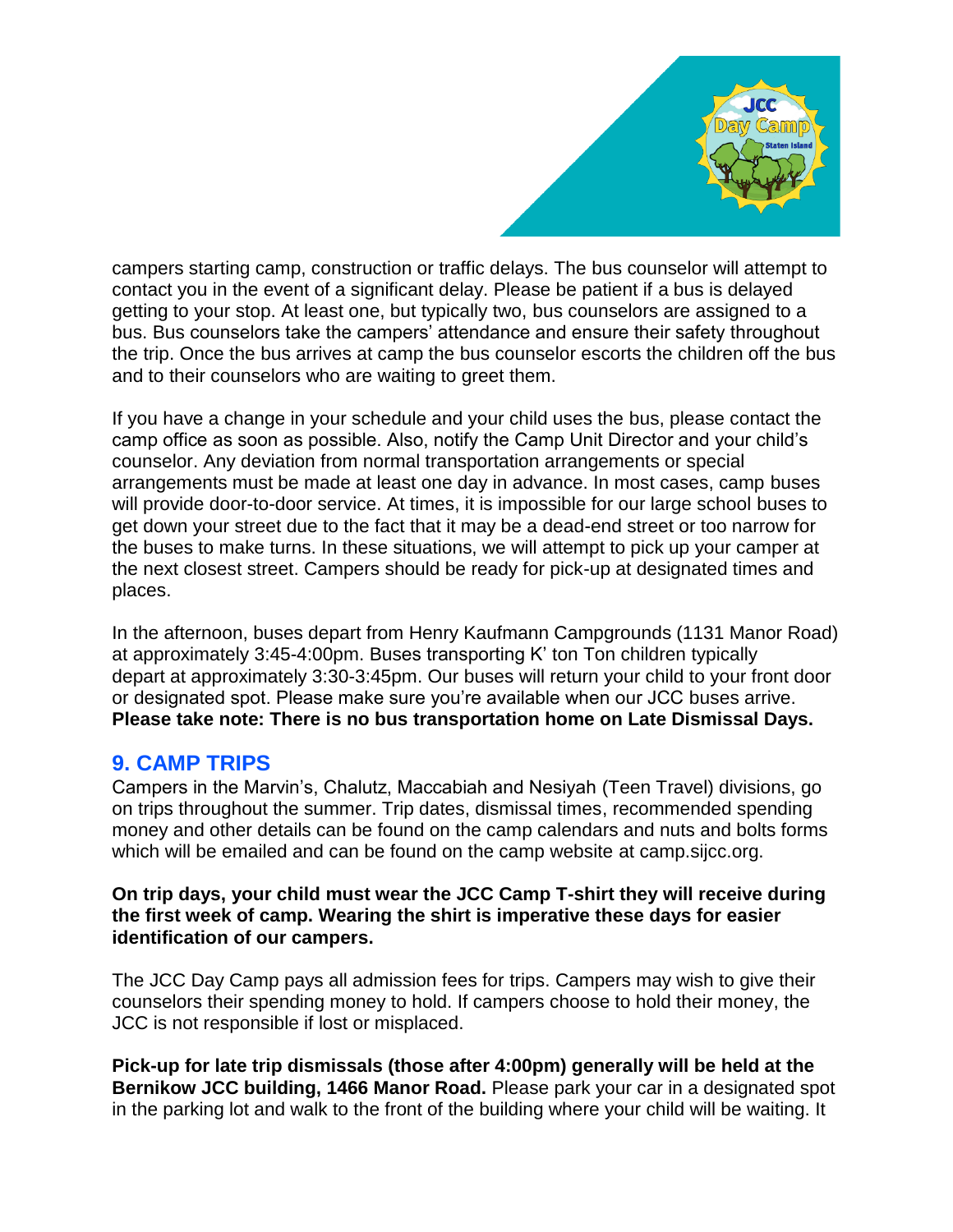campers starting camp, construction or traffic delays. The bus counselor will attempt to contact you in the event of a significant delay. Please be patient if a bus is delayed getting to your stop. At least one, but typically two, bus counselors are assigned to a bus. Bus counselors take the campers' attendance and ensure their safety throughout the trip. Once the bus arrives at camp the bus counselor escorts the children off the bus and to their counselors who are waiting to greet them.

If you have a change in your schedule and your child uses the bus, please contact the camp office as soon as possible. Also, notify the Camp Unit Director and your child's counselor. Any deviation from normal transportation arrangements or special arrangements must be made at least one day in advance. In most cases, camp buses will provide door-to-door service. At times, it is impossible for our large school buses to get down your street due to the fact that it may be a dead-end street or too narrow for the buses to make turns. In these situations, we will attempt to pick up your camper at the next closest street. Campers should be ready for pick-up at designated times and places.

In the afternoon, buses depart from Henry Kaufmann Campgrounds (1131 Manor Road) at approximately 3:45-4:00pm. Buses transporting K' ton Ton children typically depart at approximately 3:30-3:45pm. Our buses will return your child to your front door or designated spot. Please make sure you're available when our JCC buses arrive. **Please take note: There is no bus transportation home on Late Dismissal Days.**

## 9. CAMP TRIPS

Campers in the Marvin's, Chalutz, Maccabiah and Nesiyah (Teen Travel) divisions, go on trips throughout the summer. Trip dates, dismissal times, recommended spending money and other details can be found on the camp calendars and nuts and bolts forms which will be emailed and can be found on the camp website at camp.sijcc.org.

**On trip days, your child must wear the JCC Camp T-shirt they will receive during the first week of camp. Wearing the shirt is imperative these days for easier identification of our campers.**

The JCC Day Camp pays all admission fees for trips. Campers may wish to give their counselors their spending money to hold. If campers choose to hold their money, the JCC is not responsible if lost or misplaced.

**Pick-up for late trip dismissals (those after 4:00pm) generally will be held at the Bernikow JCC building, 1466 Manor Road.** Please park your car in a designated spot in the parking lot and walk to the front of the building where your child will be waiting. It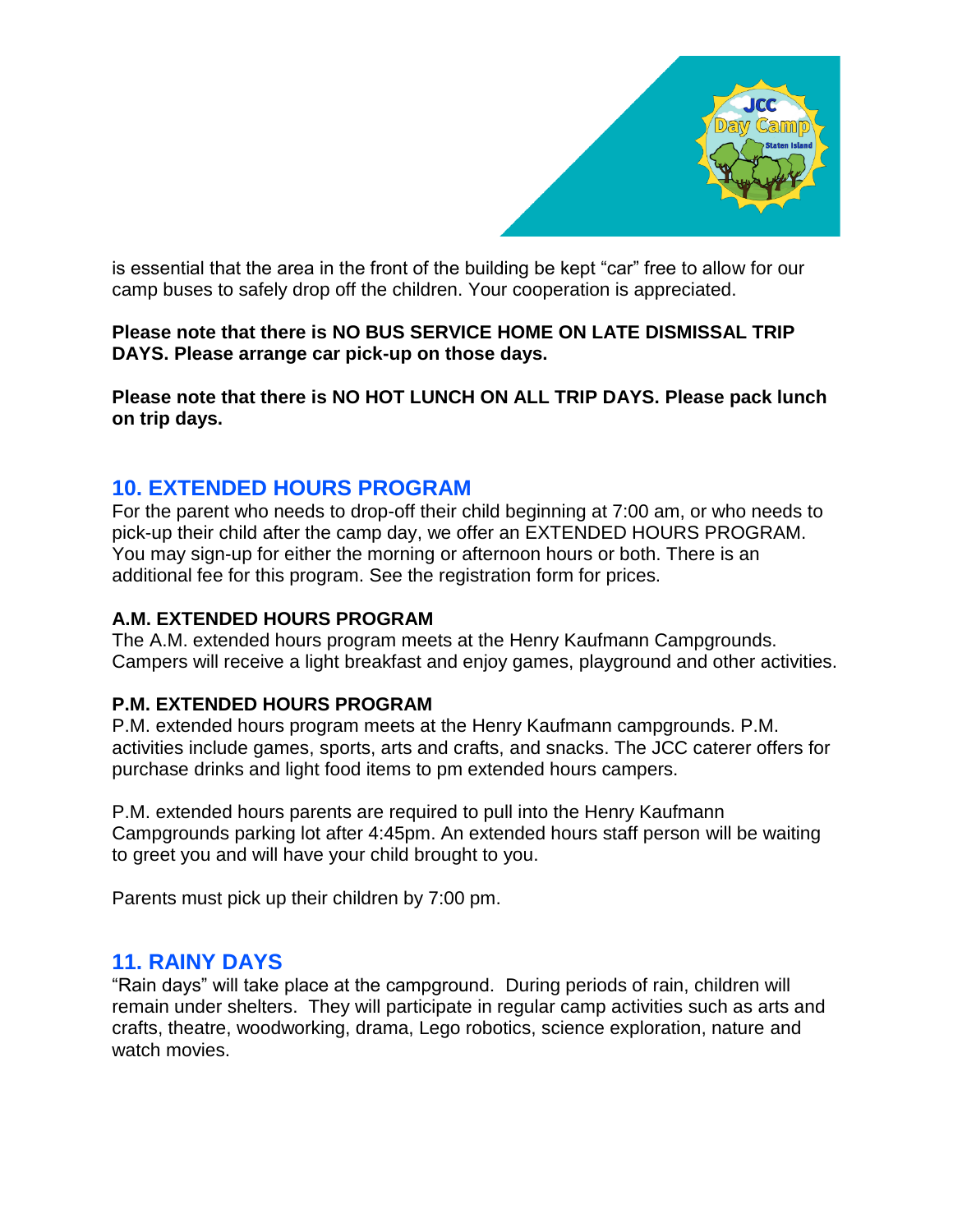is essential that the area in the front of the building be kept "car" free to allow for our camp buses to safely drop off the children. Your cooperation is appreciated.

**Please note that there is NO BUS SERVICE HOME ON LATE DISMISSAL TRIP DAYS. Please arrange car pick-up on those days.**

**Please note that there is NO HOT LUNCH ON ALL TRIP DAYS. Please pack lunch on trip days.**

## 10. EXTENDED HOURS PROGRAM

For the parent who needs to drop-off their child beginning at 7:00 am, or who needs to pick-up their child after the camp day, we offer an EXTENDED HOURS PROGRAM. You may sign-up for either the morning or afternoon hours or both. There is an additional fee for this program. See the registration form for prices.

### A.M. EXTENDED HOURS PROGRAM

The A.M. extended hours program meets at the Henry Kaufmann Campgrounds. Campers will receive a light breakfast and enjoy games, playground and other activities.

### P.M. EXTENDED HOURS PROGRAM

P.M. extended hours program meets at the Henry Kaufmann campgrounds. P.M. activities include games, sports, arts and crafts, and snacks. The JCC caterer offers for purchase drinks and light food items to pm extended hours campers.

P.M. extended hours parents are required to pull into the Henry Kaufmann Campgrounds parking lot after 4:45pm. An extended hours staff person will be waiting to greet you and will have your child brought to you.

Parents must pick up their children by 7:00 pm.

## 11. RAINY DAYS

"Rain days" will take place at the campground. During periods of rain, children will remain under shelters. They will participate in regular camp activities such as arts and crafts, theatre, woodworking, drama, Lego robotics, science exploration, nature and watch movies.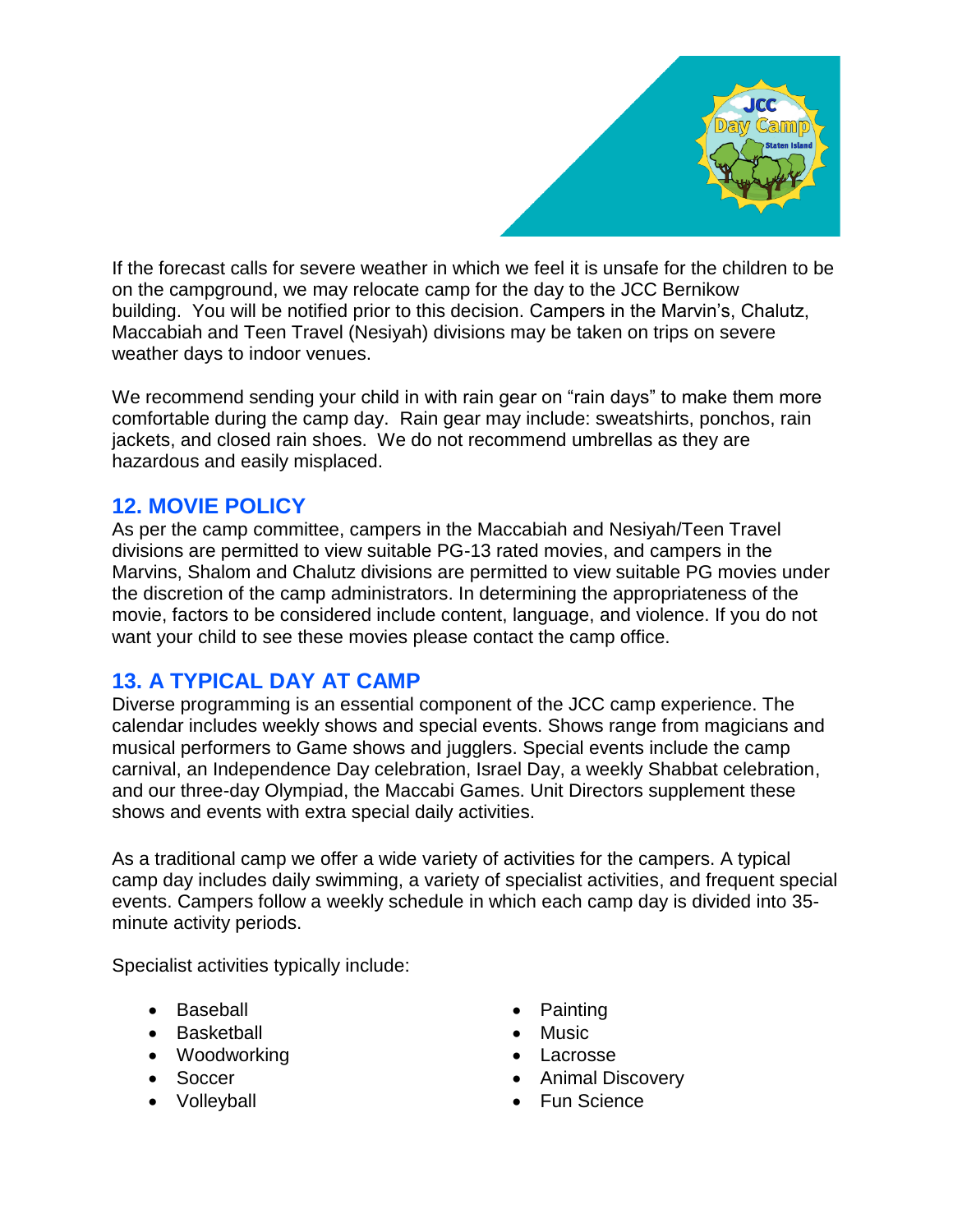If the forecast calls for severe weather in which we feel it is unsafe for the children to be on the campground, we may relocate camp for the day to the JCC Bernikow building. You will be notified prior to this decision. Campers in the Marvin's, Chalutz, Maccabiah and Teen Travel (Nesiyah) divisions may be taken on trips on severe weather days to indoor venues.

We recommend sending your child in with rain gear on "rain days" to make them more comfortable during the camp day. Rain gear may include: sweatshirts, ponchos, rain jackets, and closed rain shoes. We do not recommend umbrellas as they are hazardous and easily misplaced.

## 12. MOVIE POLICY

As per the camp committee, campers in the Maccabiah and Nesiyah/Teen Travel divisions are permitted to view suitable PG-13 rated movies, and campers in the Marvins, Shalom and Chalutz divisions are permitted to view suitable PG movies under the discretion of the camp administrators. In determining the appropriateness of the movie, factors to be considered include content, language, and violence. If you do not want your child to see these movies please contact the camp office.

## 13. A TYPICAL DAY AT CAMP

Diverse programming is an essential component of the JCC camp experience. The calendar includes weekly shows and special events. Shows range from magicians and musical performers to Game shows and jugglers. Special events include the camp carnival, an Independence Day celebration, Israel Day, a weekly Shabbat celebration, and our three-day Olympiad, the Maccabi Games. Unit Directors supplement these shows and events with extra special daily activities.

As a traditional camp we offer a wide variety of activities for the campers. A typical camp day includes daily swimming, a variety of specialist activities, and frequent special events. Campers follow a weekly schedule in which each camp day is divided into 35-minute activity periods.

Specialist activities typically include:

- Baseball
- Basketball
- Woodworking
- Soccer
- Volleyball
- Painting
- Music
- Lacrosse
- Animal Discovery
- Fun Science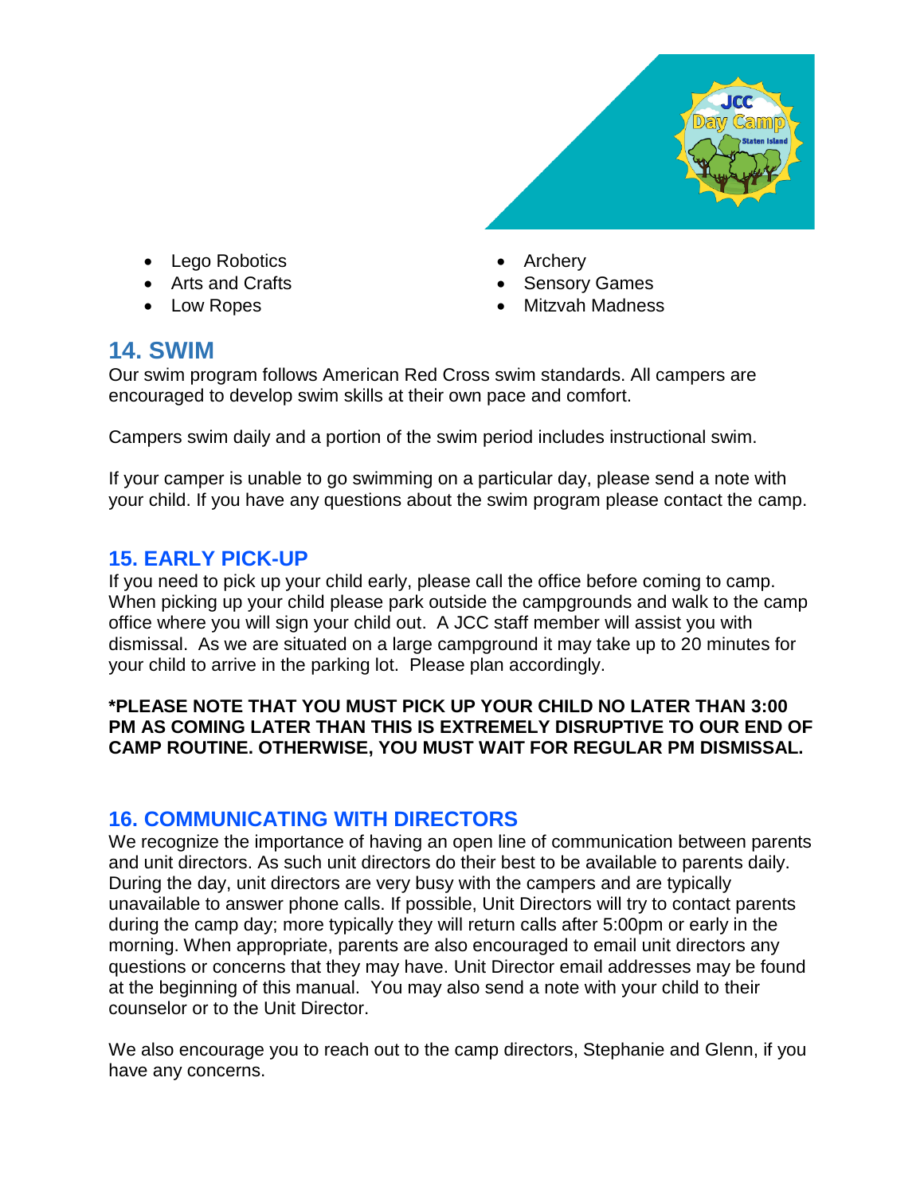- Lego Robotics
- Arts and Crafts
- Low Ropes
- Archery
- Sensory Games
- Mitzvah Madness

## 14. SWIM

Our swim program follows American Red Cross swim standards. All campers are encouraged to develop swim skills at their own pace and comfort.

Campers swim daily and a portion of the swim period includes instructional swim.

If your camper is unable to go swimming on a particular day, please send a note with your child. If you have any questions about the swim program please contact the camp.

## 15. EARLY PICK-UP

If you need to pick up your child early, please call the office before coming to camp. When picking up your child please park outside the campgrounds and walk to the camp office where you will sign your child out. A JCC staff member will assist you with dismissal. As we are situated on a large campground it may take up to 20 minutes for your child to arrive in the parking lot. Please plan accordingly.

**\*PLEASE NOTE THAT YOU MUST PICK UP YOUR CHILD NO LATER THAN 3:00 PM AS COMING LATER THAN THIS IS EXTREMELY DISRUPTIVE TO OUR END OF CAMP ROUTINE. OTHERWISE, YOU MUST WAIT FOR REGULAR PM DISMISSAL.**

## 16. COMMUNICATING WITH DIRECTORS

We recognize the importance of having an open line of communication between parents and unit directors. As such unit directors do their best to be available to parents daily. During the day, unit directors are very busy with the campers and are typically unavailable to answer phone calls. If possible, Unit Directors will try to contact parents during the camp day; more typically they will return calls after 5:00pm or early in the morning. When appropriate, parents are also encouraged to email unit directors any questions or concerns that they may have. Unit Director email addresses may be found at the beginning of this manual. You may also send a note with your child to their counselor or to the Unit Director.

We also encourage you to reach out to the camp directors, Stephanie and Glenn, if you have any concerns.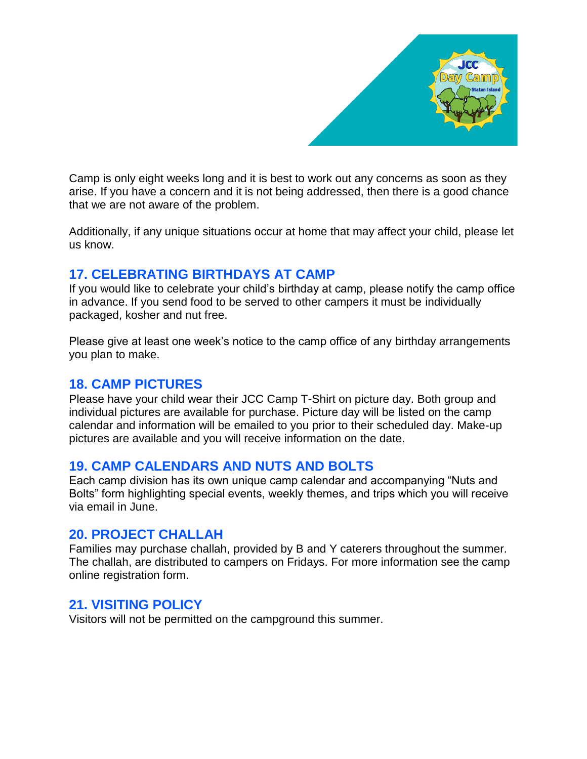Camp is only eight weeks long and it is best to work out any concerns as soon as they arise. If you have a concern and it is not being addressed, then there is a good chance that we are not aware of the problem.

Additionally, if any unique situations occur at home that may affect your child, please let us know.

## 17. CELEBRATING BIRTHDAYS AT CAMP

If you would like to celebrate your child's birthday at camp, please notify the camp office in advance. If you send food to be served to other campers it must be individually packaged, kosher and nut free.

Please give at least one week's notice to the camp office of any birthday arrangements you plan to make.

## 18. CAMP PICTURES

Please have your child wear their JCC Camp T-Shirt on picture day. Both group and individual pictures are available for purchase. Picture day will be listed on the camp calendar and information will be emailed to you prior to their scheduled day. Make-up pictures are available and you will receive information on the date.

## 19. CAMP CALENDARS AND NUTS AND BOLTS

Each camp division has its own unique camp calendar and accompanying "Nuts and Bolts" form highlighting special events, weekly themes, and trips which you will receive via email in June.

## 20. PROJECT CHALLAH

Families may purchase challah, provided by B and Y caterers throughout the summer. The challah, are distributed to campers on Fridays. For more information see the camp online registration form.

## 21. VISITING POLICY

Visitors will not be permitted on the campground this summer.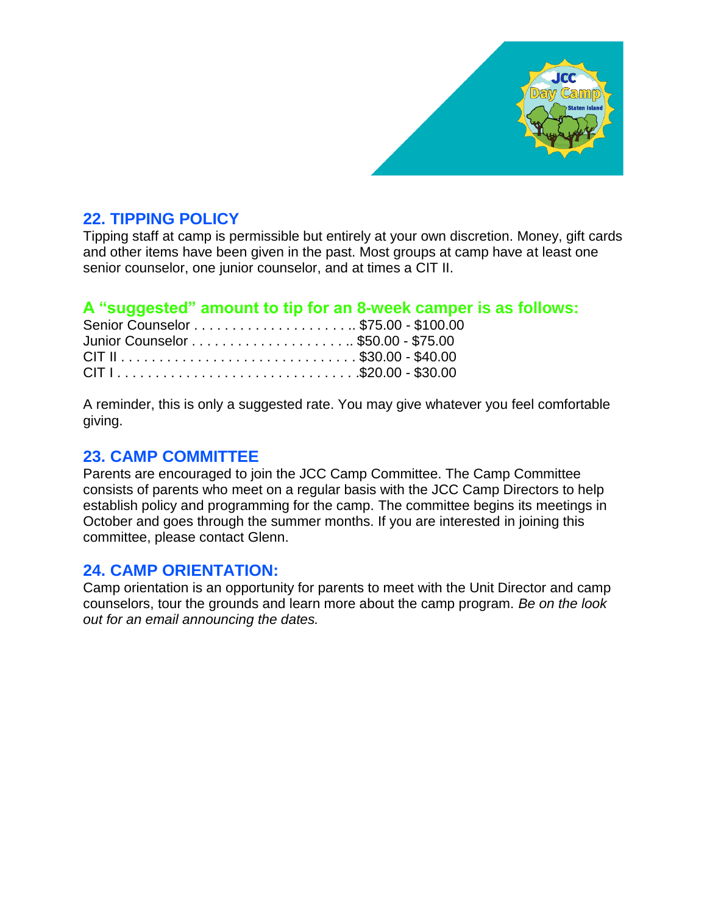## 22. TIPPING POLICY

Tipping staff at camp is permissible but entirely at your own discretion. Money, gift cards and other items have been given in the past. Most groups at camp have at least one senior counselor, one junior counselor, and at times a CIT II.

### A "suggested" amount to tip for an 8-week camper is as follows:

Senior Counselor . . . . . . . . . . . . . . . . . . . . . .. $75.00 - $100.00
Junior Counselor . . . . . . . . . . . . . . . . . . . . . .. $50.00 - $75.00
CIT II . . . . . . . . . . . . . . . . . . . . . . . . . . . . . . . $30.00 - $40.00
CIT I . . . . . . . . . . . . . . . . . . . . . . . . . . . . . . . .$20.00 - $30.00

A reminder, this is only a suggested rate. You may give whatever you feel comfortable giving.

## 23. CAMP COMMITTEE

Parents are encouraged to join the JCC Camp Committee. The Camp Committee consists of parents who meet on a regular basis with the JCC Camp Directors to help establish policy and programming for the camp. The committee begins its meetings in October and goes through the summer months. If you are interested in joining this committee, please contact Glenn.

## 24. CAMP ORIENTATION:

Camp orientation is an opportunity for parents to meet with the Unit Director and camp counselors, tour the grounds and learn more about the camp program. *Be on the look out for an email announcing the dates.*